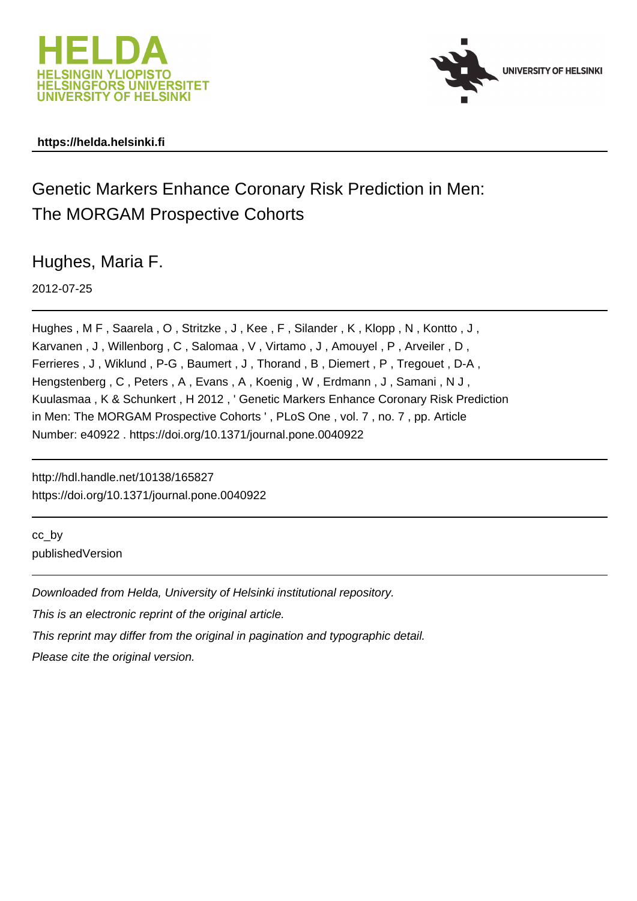HELDA
HELSINGIN YLIOPISTO
HELSINGFORS UNIVERSITET
UNIVERSITY OF HELSINKI

UNIVERSITY OF HELSINKI

**https://helda.helsinki.fi**

# Genetic Markers Enhance Coronary Risk Prediction in Men: The MORGAM Prospective Cohorts

Hughes, Maria F.

2012-07-25

Hughes , M F , Saarela , O , Stritzke , J , Kee , F , Silander , K , Klopp , N , Kontto , J , Karvanen , J , Willenborg , C , Salomaa , V , Virtamo , J , Amouyel , P , Arveiler , D , Ferrieres , J , Wiklund , P-G , Baumert , J , Thorand , B , Diemert , P , Tregouet , D-A , Hengstenberg , C , Peters , A , Evans , A , Koenig , W , Erdmann , J , Samani , N J , Kuulasmaa , K & Schunkert , H 2012 , ' Genetic Markers Enhance Coronary Risk Prediction in Men: The MORGAM Prospective Cohorts ' , PLoS One , vol. 7 , no. 7 , pp. Article Number: e40922 . https://doi.org/10.1371/journal.pone.0040922

http://hdl.handle.net/10138/165827
https://doi.org/10.1371/journal.pone.0040922

cc_by
publishedVersion

*Downloaded from Helda, University of Helsinki institutional repository.*
*This is an electronic reprint of the original article.*
*This reprint may differ from the original in pagination and typographic detail.*
*Please cite the original version.*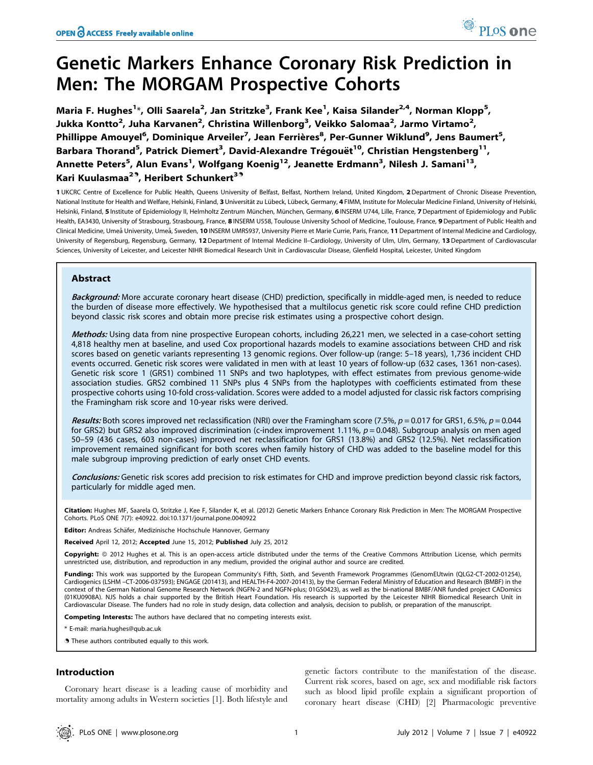# Genetic Markers Enhance Coronary Risk Prediction in Men: The MORGAM Prospective Cohorts

**Maria F. Hughes[1]\*, Olli Saarela[2], Jan Stritzke[3], Frank Kee[1], Kaisa Silander[2,4], Norman Klopp[5], Jukka Kontto[2], Juha Karvanen[2], Christina Willenborg[3], Veikko Salomaa[2], Jarmo Virtamo[2], Phillippe Amouyel[6], Dominique Arveiler[7], Jean Ferrières[8], Per-Gunner Wiklund[9], Jens Baumert[5], Barbara Thorand[5], Patrick Diemert[3], David-Alexandre Trégouët[10], Christian Hengstenberg[11], Annette Peters[5], Alun Evans[1], Wolfgang Koenig[12], Jeanette Erdmann[3], Nilesh J. Samani[13], Kari Kuulasmaa[2]⁹, Heribert Schunkert[3]⁹**

1 UKCRC Centre of Excellence for Public Health, Queens University of Belfast, Belfast, Northern Ireland, United Kingdom, 2 Department of Chronic Disease Prevention, National Institute for Health and Welfare, Helsinki, Finland, 3 Universität zu Lübeck, Lübeck, Germany, 4 FIMM, Institute for Molecular Medicine Finland, University of Helsinki, Helsinki, Finland, 5 Institute of Epidemiology II, Helmholtz Zentrum München, München, Germany, 6 INSERM U744, Lille, France, 7 Department of Epidemiology and Public Health, EA3430, University of Strasbourg, Strasbourg, France, 8 INSERM U558, Toulouse University School of Medicine, Toulouse, France, 9 Department of Public Health and Clinical Medicine, Umeå University, Umeå, Sweden, 10 INSERM UMRS937, University Pierre et Marie Currie, Paris, France, 11 Department of Internal Medicine and Cardiology, University of Regensburg, Regensburg, Germany, 12 Department of Internal Medicine II–Cardiology, University of Ulm, Ulm, Germany, 13 Department of Cardiovascular Sciences, University of Leicester, and Leicester NIHR Biomedical Research Unit in Cardiovascular Disease, Glenfield Hospital, Leicester, United Kingdom

## Abstract

***Background:*** More accurate coronary heart disease (CHD) prediction, specifically in middle-aged men, is needed to reduce the burden of disease more effectively. We hypothesised that a multilocus genetic risk score could refine CHD prediction beyond classic risk scores and obtain more precise risk estimates using a prospective cohort design.

***Methods:*** Using data from nine prospective European cohorts, including 26,221 men, we selected in a case-cohort setting 4,818 healthy men at baseline, and used Cox proportional hazards models to examine associations between CHD and risk scores based on genetic variants representing 13 genomic regions. Over follow-up (range: 5–18 years), 1,736 incident CHD events occurred. Genetic risk scores were validated in men with at least 10 years of follow-up (632 cases, 1361 non-cases). Genetic risk score 1 (GRS1) combined 11 SNPs and two haplotypes, with effect estimates from previous genome-wide association studies. GRS2 combined 11 SNPs plus 4 SNPs from the haplotypes with coefficients estimated from these prospective cohorts using 10-fold cross-validation. Scores were added to a model adjusted for classic risk factors comprising the Framingham risk score and 10-year risks were derived.

***Results:*** Both scores improved net reclassification (NRI) over the Framingham score (7.5%, $p = 0.017$ for GRS1, 6.5%, $p = 0.044$ for GRS2) but GRS2 also improved discrimination (c-index improvement 1.11%, $p = 0.048$). Subgroup analysis on men aged 50–59 (436 cases, 603 non-cases) improved net reclassification for GRS1 (13.8%) and GRS2 (12.5%). Net reclassification improvement remained significant for both scores when family history of CHD was added to the baseline model for this male subgroup improving prediction of early onset CHD events.

***Conclusions:*** Genetic risk scores add precision to risk estimates for CHD and improve prediction beyond classic risk factors, particularly for middle aged men.

**Citation:** Hughes MF, Saarela O, Stritzke J, Kee F, Silander K, et al. (2012) Genetic Markers Enhance Coronary Risk Prediction in Men: The MORGAM Prospective Cohorts. PLoS ONE 7(7): e40922. doi:10.1371/journal.pone.0040922

**Editor:** Andreas Schäfer, Medizinische Hochschule Hannover, Germany

**Received** April 12, 2012; **Accepted** June 15, 2012; **Published** July 25, 2012

**Copyright:** © 2012 Hughes et al. This is an open-access article distributed under the terms of the Creative Commons Attribution License, which permits unrestricted use, distribution, and reproduction in any medium, provided the original author and source are credited.

**Funding:** This work was supported by the European Community's Fifth, Sixth, and Seventh Framework Programmes (GenomEUtwin (QLG2-CT-2002-01254), Cardiogenics (LSHM –CT-2006-037593); ENGAGE (201413), and HEALTH-F4-2007-201413), by the German Federal Ministry of Education and Research (BMBF) in the context of the German National Genome Research Network (NGFN-2 and NGFN-plus; 01GS0423), as well as the bi-national BMBF/ANR funded project CADomics (01KU0908A). NJS holds a chair supported by the British Heart Foundation. His research is supported by the Leicester NIHR Biomedical Research Unit in Cardiovascular Disease. The funders had no role in study design, data collection and analysis, decision to publish, or preparation of the manuscript.

**Competing Interests:** The authors have declared that no competing interests exist.

\* E-mail: maria.hughes@qub.ac.uk

⁹ These authors contributed equally to this work.

## Introduction

Coronary heart disease is a leading cause of morbidity and mortality among adults in Western societies [1]. Both lifestyle and genetic factors contribute to the manifestation of the disease. Current risk scores, based on age, sex and modifiable risk factors such as blood lipid profile explain a significant proportion of coronary heart disease (CHD) [2] Pharmacologic preventive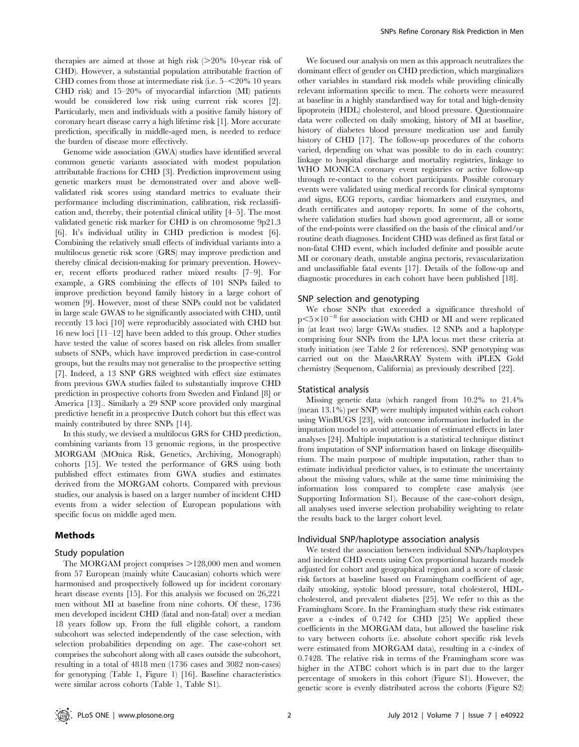therapies are aimed at those at high risk (>20% 10-year risk of CHD). However, a substantial population attributable fraction of CHD comes from those at intermediate risk (i.e. 5–<20% 10 years CHD risk) and 15–20% of myocardial infarction (MI) patients would be considered low risk using current risk scores [2]. Particularly, men and individuals with a positive family history of coronary heart disease carry a high lifetime risk [1]. More accurate prediction, specifically in middle-aged men, is needed to reduce the burden of disease more effectively.

Genome wide association (GWA) studies have identified several common genetic variants associated with modest population attributable fractions for CHD [3]. Prediction improvement using genetic markers must be demonstrated over and above well-validated risk scores using standard metrics to evaluate their performance including discrimination, calibration, risk reclassification and, thereby, their potential clinical utility [4–5]. The most validated genetic risk marker for CHD is on chromosome 9p21.3 [6]. It's individual utility in CHD prediction is modest [6]. Combining the relatively small effects of individual variants into a multilocus genetic risk score (GRS) may improve prediction and thereby clinical decision-making for primary prevention. However, recent efforts produced rather mixed results [7–9]. For example, a GRS combining the effects of 101 SNPs failed to improve prediction beyond family history in a large cohort of women [9]. However, most of these SNPs could not be validated in large scale GWAS to be significantly associated with CHD, until recently 13 loci [10] were reproducibly associated with CHD but 16 new loci [11–12] have been added to this group. Other studies have tested the value of scores based on risk alleles from smaller subsets of SNPs, which have improved prediction in case-control groups, but the results may not generalise to the prospective setting [7]. Indeed, a 13 SNP GRS weighted with effect size estimates from previous GWA studies failed to substantially improve CHD prediction in prospective cohorts from Sweden and Finland [8] or America [13].. Similarly a 29 SNP score provided only marginal predictive benefit in a prospective Dutch cohort but this effect was mainly contributed by three SNPs [14].

In this study, we devised a multilocus GRS for CHD prediction, combining variants from 13 genomic regions, in the prospective MORGAM (MOnica Risk, Genetics, Archiving, Monograph) cohorts [15]. We tested the performance of GRS using both published effect estimates from GWA studies and estimates derived from the MORGAM cohorts. Compared with previous studies, our analysis is based on a larger number of incident CHD events from a wider selection of European populations with specific focus on middle aged men.

## Methods

### Study population

The MORGAM project comprises >128,000 men and women from 57 European (mainly white Caucasian) cohorts which were harmonised and prospectively followed up for incident coronary heart disease events [15]. For this analysis we focused on 26,221 men without MI at baseline from nine cohorts. Of these, 1736 men developed incident CHD (fatal and non-fatal) over a median 18 years follow up. From the full eligible cohort, a random subcohort was selected independently of the case selection, with selection probabilities depending on age. The case-cohort set comprises the subcohort along with all cases outside the subcohort, resulting in a total of 4818 men (1736 cases and 3082 non-cases) for genotyping (Table 1, Figure 1) [16]. Baseline characteristics were similar across cohorts (Table 1, Table S1).

We focused our analysis on men as this approach neutralizes the dominant effect of gender on CHD prediction, which marginalizes other variables in standard risk models while providing clinically relevant information specific to men. The cohorts were measured at baseline in a highly standardised way for total and high-density lipoprotein (HDL) cholesterol, and blood pressure. Questionnaire data were collected on daily smoking, history of MI at baseline, history of diabetes blood pressure medication use and family history of CHD [17]. The follow-up procedures of the cohorts varied, depending on what was possible to do in each country: linkage to hospital discharge and mortality registries, linkage to WHO MONICA coronary event registries or active follow-up through re-contact to the cohort participants. Possible coronary events were validated using medical records for clinical symptoms and signs, ECG reports, cardiac biomarkers and enzymes, and death certificates and autopsy reports. In some of the cohorts, where validation studies had shown good agreement, all or some of the end-points were classified on the basis of the clinical and/or routine death diagnoses. Incident CHD was defined as first fatal or non-fatal CHD event, which included definite and possible acute MI or coronary death, unstable angina pectoris, revascularization and unclassifiable fatal events [17]. Details of the follow-up and diagnostic procedures in each cohort have been published [18].

### SNP selection and genotyping

We chose SNPs that exceeded a significance threshold of $p<5\times10^{-8}$ for association with CHD or MI and were replicated in (at least two) large GWAs studies. 12 SNPs and a haplotype comprising four SNPs from the LPA locus met these criteria at study initiation (see Table 2 for references). SNP genotyping was carried out on the MassARRAY System with iPLEX Gold chemistry (Sequenom, California) as previously described [22].

### Statistical analysis

Missing genetic data (which ranged from 10.2% to 21.4% (mean 13.1%) per SNP) were multiply imputed within each cohort using WinBUGS [23], with outcome information included in the imputation model to avoid attenuation of estimated effects in later analyses [24]. Multiple imputation is a statistical technique distinct from imputation of SNP information based on linkage disequilibrium. The main purpose of multiple imputation, rather than to estimate individual predictor values, is to estimate the uncertainty about the missing values, while at the same time minimising the information loss compared to complete case analysis (see Supporting Information S1). Because of the case-cohort design, all analyses used inverse selection probability weighting to relate the results back to the larger cohort level.

### Individual SNP/haplotype association analysis

We tested the association between individual SNPs/haplotypes and incident CHD events using Cox proportional hazards models adjusted for cohort and geographical region and a score of classic risk factors at baseline based on Framingham coefficient of age, daily smoking, systolic blood pressure, total cholesterol, HDL-cholesterol, and prevalent diabetes [25]. We refer to this as the Framingham Score. In the Framingham study these risk estimates gave a c-index of 0.742 for CHD [25] We applied these coefficients in the MORGAM data, but allowed the baseline risk to vary between cohorts (i.e. absolute cohort specific risk levels were estimated from MORGAM data), resulting in a c-index of 0.7428. The relative risk in terms of the Framingham score was higher in the ATBC cohort which is in part due to the larger percentage of smokers in this cohort (Figure S1). However, the genetic score is evenly distributed across the cohorts (Figure S2)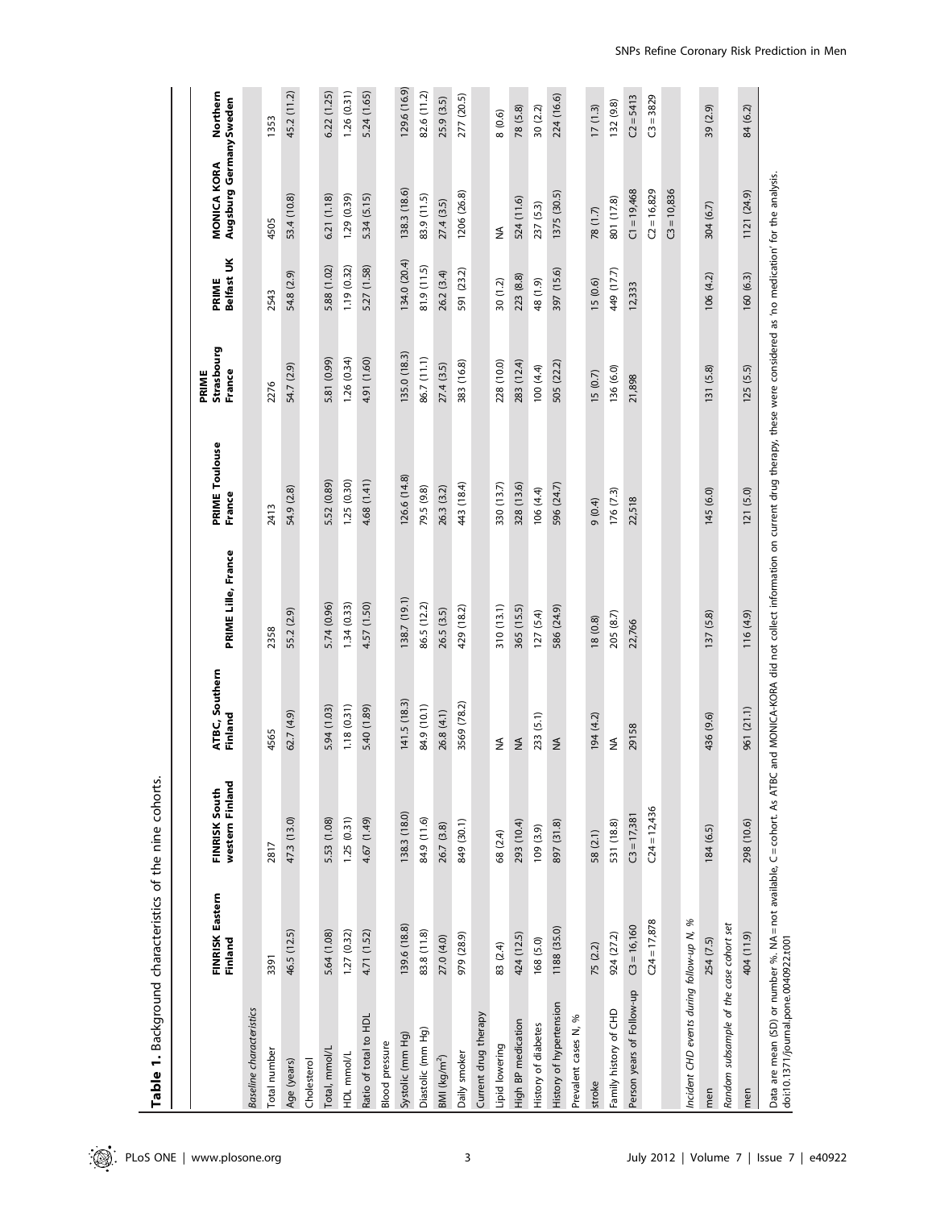**Table 1.** Background characteristics of the nine cohorts.

| | FINRISK Eastern Finland | FINRISK South western Finland | ATBC, Southern Finland | PRIME Lille, France | PRIME Toulouse France | PRIME Strasbourg France | PRIME Belfast UK | MONICA KORA Augsburg Germany | Northern Sweden |
|---|---|---|---|---|---|---|---|---|---|
| *Baseline characteristics* | | | | | | | | | |
| Total number | 3391 | 2817 | 4565 | 2358 | 2413 | 2276 | 2543 | 4505 | 1353 |
| Age (years) | 46.5 (12.5) | 47.3 (13.0) | 62.7 (4.9) | 55.2 (2.9) | 54.9 (2.8) | 54.7 (2.9) | 54.8 (2.9) | 53.4 (10.8) | 45.2 (11.2) |
| Cholesterol | | | | | | | | | |
| Total, mmol/L | 5.64 (1.08) | 5.53 (1.08) | 5.94 (1.03) | 5.74 (0.96) | 5.52 (0.89) | 5.81 (0.99) | 5.88 (1.02) | 6.21 (1.18) | 6.22 (1.25) |
| HDL mmol/L | 1.27 (0.32) | 1.25 (0.31) | 1.18 (0.31) | 1.34 (0.33) | 1.25 (0.30) | 1.26 (0.34) | 1.19 (0.32) | 1.29 (0.39) | 1.26 (0.31) |
| Ratio of total to HDL | 4.71 (1.52) | 4.67 (1.49) | 5.40 (1.89) | 4.57 (1.50) | 4.68 (1.41) | 4.91 (1.60) | 5.27 (1.58) | 5.34 (5.15) | 5.24 (1.65) |
| Blood pressure | | | | | | | | | |
| Systolic (mm Hg) | 139.6 (18.8) | 138.3 (18.0) | 141.5 (18.3) | 138.7 (19.1) | 126.6 (14.8) | 135.0 (18.3) | 134.0 (20.4) | 138.3 (18.6) | 129.6 (16.9) |
| Diastolic (mm Hg) | 83.8 (11.8) | 84.9 (11.6) | 84.9 (10.1) | 86.5 (12.2) | 79.5 (9.8) | 86.7 (11.1) | 81.9 (11.5) | 83.9 (11.5) | 82.6 (11.2) |
| BMI (kg/m$^2$) | 27.0 (4.0) | 26.7 (3.8) | 26.8 (4.1) | 26.5 (3.5) | 26.3 (3.2) | 27.4 (3.5) | 26.2 (3.4) | 27.4 (3.5) | 25.9 (3.5) |
| Daily smoker | 979 (28.9) | 849 (30.1) | 3569 (78.2) | 429 (18.2) | 443 (18.4) | 383 (16.8) | 591 (23.2) | 1206 (26.8) | 277 (20.5) |
| Current drug therapy | | | | | | | | | |
| Lipid lowering | 83 (2.4) | 68 (2.4) | NA | 310 (13.1) | 330 (13.7) | 228 (10.0) | 30 (1.2) | NA | 8 (0.6) |
| High BP medication | 424 (12.5) | 293 (10.4) | NA | 365 (15.5) | 328 (13.6) | 283 (12.4) | 223 (8.8) | 524 (11.6) | 78 (5.8) |
| History of diabetes | 168 (5.0) | 109 (3.9) | 233 (5.1) | 127 (5.4) | 106 (4.4) | 100 (4.4) | 48 (1.9) | 237 (5.3) | 30 (2.2) |
| History of hypertension | 1188 (35.0) | 897 (31.8) | NA | 586 (24.9) | 596 (24.7) | 505 (22.2) | 397 (15.6) | 1375 (30.5) | 224 (16.6) |
| Prevalent cases N, % | | | | | | | | | |
| stroke | 75 (2.2) | 58 (2.1) | 194 (4.2) | 18 (0.8) | 9 (0.4) | 15 (0.7) | 15 (0.6) | 78 (1.7) | 17 (1.3) |
| Family history of CHD | 924 (27.2) | 531 (18.8) | NA | 205 (8.7) | 176 (7.3) | 136 (6.0) | 449 (17.7) | 801 (17.8) | 132 (9.8) |
| Person years of Follow-up | C3 = 16,160 | C3 = 17,381 | 29158 | 22,766 | 22,518 | 21,898 | 12,333 | C1 = 19,468 | C2 = 5413 |
| | C24 = 17,878 | C24 = 12,436 | | | | | | C2 = 16,829 | C3 = 3829 |
| | | | | | | | | C3 = 10,836 | |
| *Incident CHD events during follow-up N, %* | | | | | | | | | |
| men | 254 (7.5) | 184 (6.5) | 436 (9.6) | 137 (5.8) | 145 (6.0) | 131 (5.8) | 106 (4.2) | 304 (6.7) | 39 (2.9) |
| *Random subsample of the case cohort set* | | | | | | | | | |
| men | 404 (11.9) | 298 (10.6) | 961 (21.1) | 116 (4.9) | 121 (5.0) | 125 (5.5) | 160 (6.3) | 1121 (24.9) | 84 (6.2) |

Data are mean (SD) or number %. NA = not available, C = cohort. As ATBC and MONICA-KORA did not collect information on current drug therapy, these were considered as 'no medication' for the analysis.
doi:10.1371/journal.pone.0040922.t001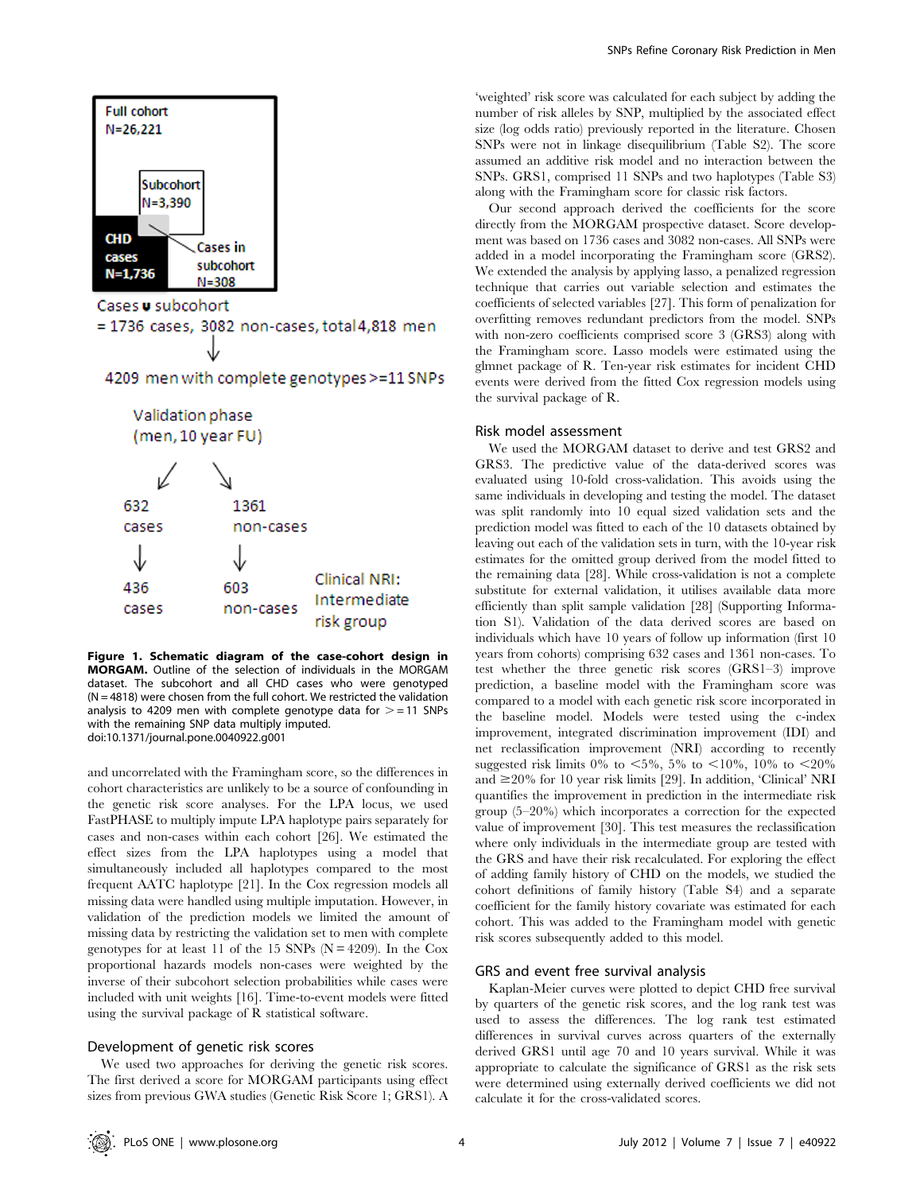Full cohort
N=26,221

Subcohort
N=3,390

CHD cases
N=1,736

Cases in subcohort
N=308

Cases ∪ subcohort
= 1736 cases, 3082 non-cases, total 4,818 men

↓

4209 men with complete genotypes >=11 SNPs

Validation phase
(men, 10 year FU)

632 cases | 1361 non-cases

↓

436 cases | 603 non-cases | Clinical NRI: Intermediate risk group

**Figure 1. Schematic diagram of the case-cohort design in MORGAM.** Outline of the selection of individuals in the MORGAM dataset. The subcohort and all CHD cases who were genotyped (N = 4818) were chosen from the full cohort. We restricted the validation analysis to 4209 men with complete genotype data for >= 11 SNPs with the remaining SNP data multiply imputed.
doi:10.1371/journal.pone.0040922.g001

and uncorrelated with the Framingham score, so the differences in cohort characteristics are unlikely to be a source of confounding in the genetic risk score analyses. For the LPA locus, we used FastPHASE to multiply impute LPA haplotype pairs separately for cases and non-cases within each cohort [26]. We estimated the effect sizes from the LPA haplotypes using a model that simultaneously included all haplotypes compared to the most frequent AATC haplotype [21]. In the Cox regression models all missing data were handled using multiple imputation. However, in validation of the prediction models we limited the amount of missing data by restricting the validation set to men with complete genotypes for at least 11 of the 15 SNPs (N = 4209). In the Cox proportional hazards models non-cases were weighted by the inverse of their subcohort selection probabilities while cases were included with unit weights [16]. Time-to-event models were fitted using the survival package of R statistical software.

## Development of genetic risk scores

We used two approaches for deriving the genetic risk scores. The first derived a score for MORGAM participants using effect sizes from previous GWA studies (Genetic Risk Score 1; GRS1). A 'weighted' risk score was calculated for each subject by adding the number of risk alleles by SNP, multiplied by the associated effect size (log odds ratio) previously reported in the literature. Chosen SNPs were not in linkage disequilibrium (Table S2). The score assumed an additive risk model and no interaction between the SNPs. GRS1, comprised 11 SNPs and two haplotypes (Table S3) along with the Framingham score for classic risk factors.

Our second approach derived the coefficients for the score directly from the MORGAM prospective dataset. Score development was based on 1736 cases and 3082 non-cases. All SNPs were added in a model incorporating the Framingham score (GRS2). We extended the analysis by applying lasso, a penalized regression technique that carries out variable selection and estimates the coefficients of selected variables [27]. This form of penalization for overfitting removes redundant predictors from the model. SNPs with non-zero coefficients comprised score 3 (GRS3) along with the Framingham score. Lasso models were estimated using the glmnet package of R. Ten-year risk estimates for incident CHD events were derived from the fitted Cox regression models using the survival package of R.

## Risk model assessment

We used the MORGAM dataset to derive and test GRS2 and GRS3. The predictive value of the data-derived scores was evaluated using 10-fold cross-validation. This avoids using the same individuals in developing and testing the model. The dataset was split randomly into 10 equal sized validation sets and the prediction model was fitted to each of the 10 datasets obtained by leaving out each of the validation sets in turn, with the 10-year risk estimates for the omitted group derived from the model fitted to the remaining data [28]. While cross-validation is not a complete substitute for external validation, it utilises available data more efficiently than split sample validation [28] (Supporting Information S1). Validation of the data derived scores are based on individuals which have 10 years of follow up information (first 10 years from cohorts) comprising 632 cases and 1361 non-cases. To test whether the three genetic risk scores (GRS1–3) improve prediction, a baseline model with the Framingham score was compared to a model with each genetic risk score incorporated in the baseline model. Models were tested using the c-index improvement, integrated discrimination improvement (IDI) and net reclassification improvement (NRI) according to recently suggested risk limits 0% to <5%, 5% to <10%, 10% to <20% and ≥20% for 10 year risk limits [29]. In addition, 'Clinical' NRI quantifies the improvement in prediction in the intermediate risk group (5–20%) which incorporates a correction for the expected value of improvement [30]. This test measures the reclassification where only individuals in the intermediate group are tested with the GRS and have their risk recalculated. For exploring the effect of adding family history of CHD on the models, we studied the cohort definitions of family history (Table S4) and a separate coefficient for the family history covariate was estimated for each cohort. This was added to the Framingham model with genetic risk scores subsequently added to this model.

## GRS and event free survival analysis

Kaplan-Meier curves were plotted to depict CHD free survival by quarters of the genetic risk scores, and the log rank test was used to assess the differences. The log rank test estimated differences in survival curves across quarters of the externally derived GRS1 until age 70 and 10 years survival. While it was appropriate to calculate the significance of GRS1 as the risk sets were determined using externally derived coefficients we did not calculate it for the cross-validated scores.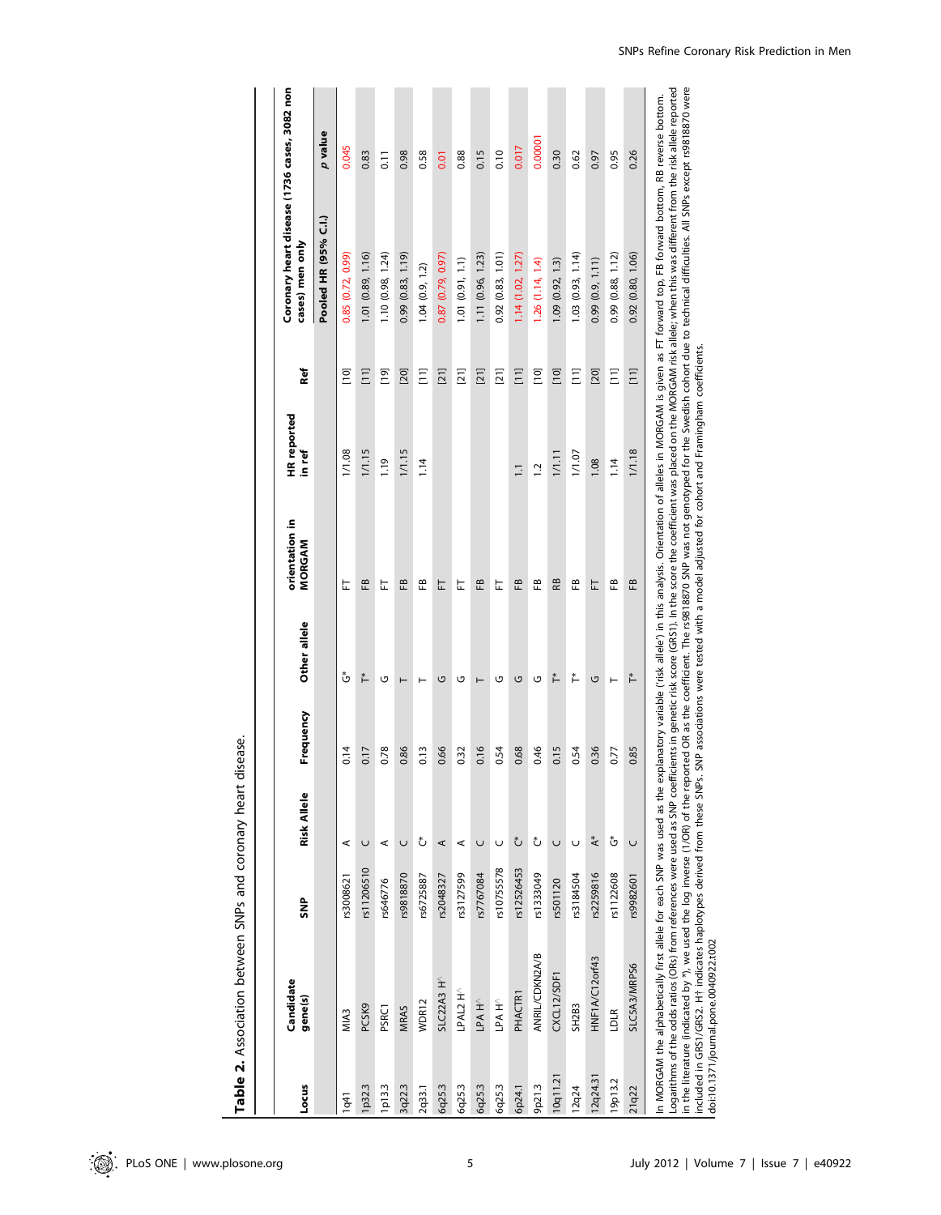**Table 2.** Association between SNPs and coronary heart disease.

| Locus | Candidate gene(s) | SNP | Risk Allele | Frequency | Other allele | orientation in MORGAM | HR reported in ref | Ref | Coronary heart disease (1736 cases, 3082 non cases) men only | |
|---|---|---|---|---|---|---|---|---|---|---|
| | | | | | | | | | Pooled HR (95% C.I.) | p value |
| 1q41 | MIA3 | rs3008621 | A | 0.14 | G* | FT | 1/1.08 | [10] | 0.85 (0.72, 0.99) | 0.045 |
| 1p32.3 | PCSK9 | rs11206510 | C | 0.17 | T* | FB | 1/1.15 | [11] | 1.01 (0.89, 1.16) | 0.83 |
| 1p13.3 | PSRC1 | rs646776 | A | 0.78 | G | FT | 1.19 | [19] | 1.10 (0.98, 1.24) | 0.11 |
| 3q22.3 | MRAS | rs9818870 | C | 0.86 | T | FB | 1/1.15 | [20] | 0.99 (0.83, 1.19) | 0.98 |
| 2q33.1 | WDR12 | rs6725887 | C* | 0.13 | T | FB | 1.14 | [11] | 1.04 (0.9, 1.2) | 0.58 |
| 6q25.3 | SLC22A3 H^ | rs2048327 | A | 0.66 | G | FT | | [21] | 0.87 (0.79, 0.97) | 0.01 |
| 6q25.3 | LPAL2 H^ | rs3127599 | A | 0.32 | G | FT | | [21] | 1.01 (0.91, 1.1) | 0.88 |
| 6q25.3 | LPA H^ | rs7767084 | C | 0.16 | T | FB | | [21] | 1.11 (0.96, 1.23) | 0.15 |
| 6q25.3 | LPA H^ | rs10755578 | C | 0.54 | G | FT | | [21] | 0.92 (0.83, 1.01) | 0.10 |
| 6p24.1 | PHACTR1 | rs12526453 | C* | 0.68 | G | FB | 1.1 | [11] | 1.14 (1.02, 1.27) | 0.017 |
| 9p21.3 | ANRIL/CDKN2A/B | rs1333049 | C* | 0.46 | G | FB | 1.2 | [10] | 1.26 (1.14, 1.4) | 0.00001 |
| 10q11.21 | CXCL12/SDF1 | rs501120 | C | 0.15 | T* | RB | 1/1.11 | [10] | 1.09 (0.92, 1.3) | 0.30 |
| 12q24 | SH2B3 | rs3184504 | C | 0.54 | T* | FB | 1/1.07 | [11] | 1.03 (0.93, 1.14) | 0.62 |
| 12q24.31 | HNF1A/C12orf43 | rs2259816 | A* | 0.36 | G | FT | 1.08 | [20] | 0.99 (0.9, 1.11) | 0.97 |
| 19p13.2 | LDLR | rs1122608 | G* | 0.77 | T | FB | 1.14 | [11] | 0.99 (0.88, 1.12) | 0.95 |
| 21q22 | SLC5A3/MRPS6 | rs9982601 | C | 0.85 | T* | FB | 1/1.18 | [11] | 0.92 (0.80, 1.06) | 0.26 |

In MORGAM the alphabetically first allele for each SNP was used as the explanatory variable ('risk allele') in this analysis. Orientation of alleles in MORGAM is given as FT forward top, FB forward bottom, RB reverse bottom. Logarithms of the odds ratios (ORs) from references were used as SNP coefficients in genetic risk score (GRS1). In the score the coefficient was placed on the MORGAM risk allele; when this was different from the risk allele reported in the literature (indicated by *), we used the log inverse (1/OR) of the reported OR as the coefficient. The rs9818870 SNP was not genotyped for the Swedish cohort due to technical difficulties. All SNPs except rs9818870 were included in GRS1/GRS2. H^ indicates haplotypes derived from these SNPs. SNP associations were tested with a model adjusted for cohort and Framingham coefficients.

doi:10.1371/journal.pone.0040922.t002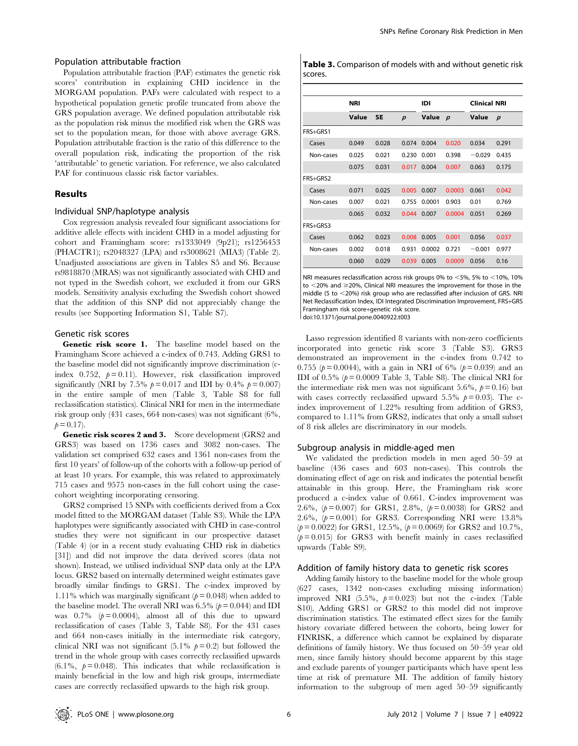### Population attributable fraction

Population attributable fraction (PAF) estimates the genetic risk scores' contribution in explaining CHD incidence in the MORGAM population. PAFs were calculated with respect to a hypothetical population genetic profile truncated from above the GRS population average. We defined population attributable risk as the population risk minus the modified risk when the GRS was set to the population mean, for those with above average GRS. Population attributable fraction is the ratio of this difference to the overall population risk, indicating the proportion of the risk 'attributable' to genetic variation. For reference, we also calculated PAF for continuous classic risk factor variables.

## Results

### Individual SNP/haplotype analysis

Cox regression analysis revealed four significant associations for additive allele effects with incident CHD in a model adjusting for cohort and Framingham score: rs1333049 (9p21); rs1256453 (PHACTR1); rs2048327 (LPA) and rs3008621 (MIA3) (Table 2). Unadjusted associations are given in Tables S5 and S6. Because rs9818870 (MRAS) was not significantly associated with CHD and not typed in the Swedish cohort, we excluded it from our GRS models. Sensitivity analysis excluding the Swedish cohort showed that the addition of this SNP did not appreciably change the results (see Supporting Information S1, Table S7).

### Genetic risk scores

**Genetic risk score 1.** The baseline model based on the Framingham Score achieved a c-index of 0.743. Adding GRS1 to the baseline model did not significantly improve discrimination (c-index 0.752, $p = 0.11$). However, risk classification improved significantly (NRI by 7.5% $p = 0.017$ and IDI by 0.4% $p = 0.007$) in the entire sample of men (Table 3, Table S8 for full reclassification statistics). Clinical NRI for men in the intermediate risk group only (431 cases, 664 non-cases) was not significant (6%, $p = 0.17$).

**Genetic risk scores 2 and 3.** Score development (GRS2 and GRS3) was based on 1736 cases and 3082 non-cases. The validation set comprised 632 cases and 1361 non-cases from the first 10 years' of follow-up of the cohorts with a follow-up period of at least 10 years. For example, this was related to approximately 715 cases and 9575 non-cases in the full cohort using the case-cohort weighting incorporating censoring.

GRS2 comprised 15 SNPs with coefficients derived from a Cox model fitted to the MORGAM dataset (Table S3). While the LPA haplotypes were significantly associated with CHD in case-control studies they were not significant in our prospective dataset (Table 4) (or in a recent study evaluating CHD risk in diabetics [31]) and did not improve the data derived scores (data not shown). Instead, we utilised individual SNP data only at the LPA locus. GRS2 based on internally derived weight estimates gave broadly similar findings to GRS1. The c-index improved by 1.11% which was marginally significant ($p = 0.048$) when added to the baseline model. The overall NRI was 6.5% ($p = 0.044$) and IDI was 0.7% ($p = 0.0004$), almost all of this due to upward reclassification of cases (Table 3, Table S8). For the 431 cases and 664 non-cases initially in the intermediate risk category, clinical NRI was not significant (5.1% $p = 0.2$) but followed the trend in the whole group with cases correctly reclassified upwards (6.1%, $p = 0.048$). This indicates that while reclassification is mainly beneficial in the low and high risk groups, intermediate cases are correctly reclassified upwards to the high risk group.

**Table 3.** Comparison of models with and without genetic risk scores.

| | NRI | | | IDI | | Clinical NRI | |
|---|---|---|---|---|---|---|---|
| | Value | SE | $p$ | Value | $p$ | Value | $p$ |
| FRS+GRS1 | | | | | | | |
| Cases | 0.049 | 0.028 | 0.074 | 0.004 | 0.020 | 0.034 | 0.291 |
| Non-cases | 0.025 | 0.021 | 0.230 | 0.001 | 0.398 | −0.029 | 0.435 |
| | 0.075 | 0.031 | 0.017 | 0.004 | 0.007 | 0.063 | 0.175 |
| FRS+GRS2 | | | | | | | |
| Cases | 0.071 | 0.025 | 0.005 | 0.007 | 0.0003 | 0.061 | 0.042 |
| Non-cases | 0.007 | 0.021 | 0.755 | 0.0001 | 0.903 | 0.01 | 0.769 |
| | 0.065 | 0.032 | 0.044 | 0.007 | 0.0004 | 0.051 | 0.269 |
| FRS+GRS3 | | | | | | | |
| Cases | 0.062 | 0.023 | 0.008 | 0.005 | 0.001 | 0.056 | 0.037 |
| Non-cases | 0.002 | 0.018 | 0.931 | 0.0002 | 0.721 | −0.001 | 0.977 |
| | 0.060 | 0.029 | 0.039 | 0.005 | 0.0009 | 0.056 | 0.16 |

NRI measures reclassification across risk groups 0% to <5%, 5% to <10%, 10% to <20% and ≥20%, Clinical NRI measures the improvement for those in the middle (5 to <20%) risk group who are reclassified after inclusion of GRS. NRI Net Reclassification Index, IDI Integrated Discrimination Improvement, FRS+GRS Framingham risk score+genetic risk score.
doi:10.1371/journal.pone.0040922.t003

Lasso regression identified 8 variants with non-zero coefficients incorporated into genetic risk score 3 (Table S3). GRS3 demonstrated an improvement in the c-index from 0.742 to 0.755 ($p = 0.0044$), with a gain in NRI of 6% ($p = 0.039$) and an IDI of 0.5% ($p = 0.0009$ Table 3, Table S8). The clinical NRI for the intermediate risk men was not significant 5.6%, $p = 0.16$) but with cases correctly reclassified upward 5.5% $p = 0.03$). The c-index improvement of 1.22% resulting from addition of GRS3, compared to 1.11% from GRS2, indicates that only a small subset of 8 risk alleles are discriminatory in our models.

### Subgroup analysis in middle-aged men

We validated the prediction models in men aged 50–59 at baseline (436 cases and 603 non-cases). This controls the dominating effect of age on risk and indicates the potential benefit attainable in this group. Here, the Framingham risk score produced a c-index value of 0.661. C-index improvement was 2.6%, ($p = 0.007$) for GRS1, 2.8%, ($p = 0.0038$) for GRS2 and 2.6%, ($p = 0.001$) for GRS3. Corresponding NRI were 13.8% ($p = 0.0022$) for GRS1, 12.5%, ($p = 0.0069$) for GRS2 and 10.7%, ($p = 0.015$) for GRS3 with benefit mainly in cases reclassified upwards (Table S9).

### Addition of family history data to genetic risk scores

Adding family history to the baseline model for the whole group (627 cases, 1342 non-cases excluding missing information) improved NRI (5.5%, $p = 0.023$) but not the c-index (Table S10). Adding GRS1 or GRS2 to this model did not improve discrimination statistics. The estimated effect sizes for the family history covariate differed between the cohorts, being lower for FINRISK, a difference which cannot be explained by disparate definitions of family history. We thus focused on 50–59 year old men, since family history should become apparent by this stage and exclude parents of younger participants which have spent less time at risk of premature MI. The addition of family history information to the subgroup of men aged 50–59 significantly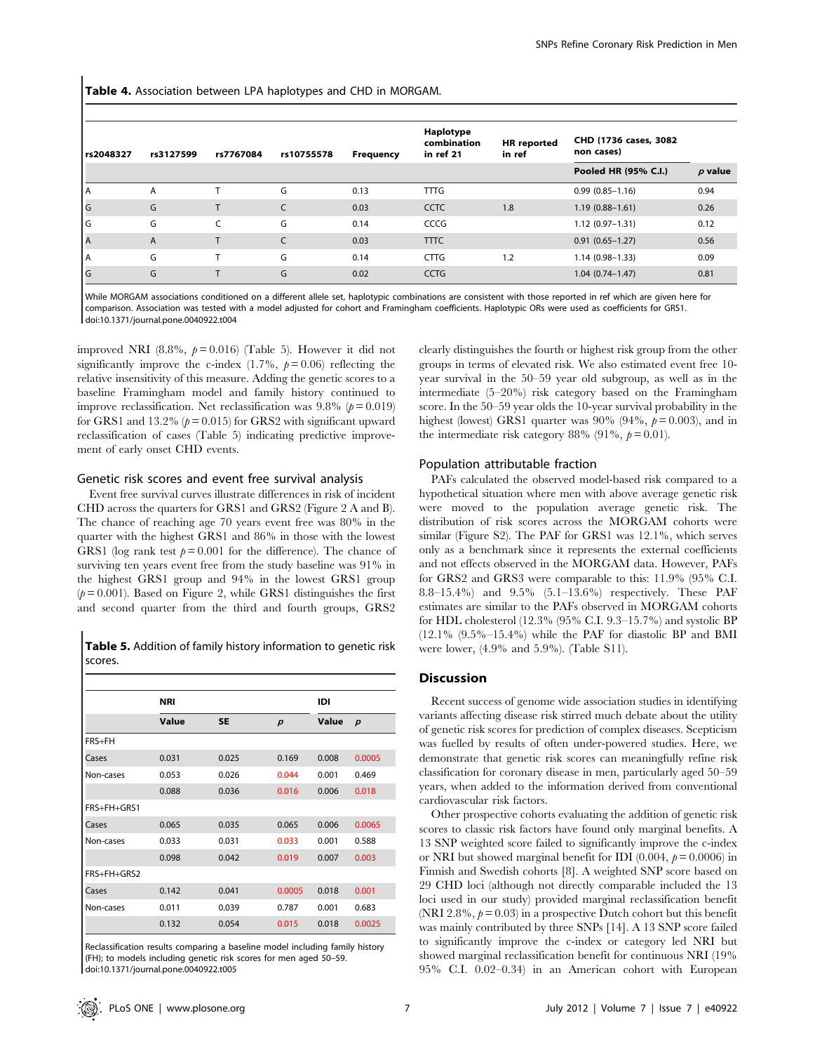**Table 4.** Association between LPA haplotypes and CHD in MORGAM.

| rs2048327 | rs3127599 | rs7767084 | rs10755578 | Frequency | Haplotype combination in ref 21 | HR reported in ref | CHD (1736 cases, 3082 non cases) | |
|---|---|---|---|---|---|---|---|---|
| | | | | | | | Pooled HR (95% C.I.) | *p* value |
| A | A | T | G | 0.13 | TTTG | | 0.99 (0.85–1.16) | 0.94 |
| G | G | T | C | 0.03 | CCTC | 1.8 | 1.19 (0.88–1.61) | 0.26 |
| G | G | C | G | 0.14 | CCCG | | 1.12 (0.97–1.31) | 0.12 |
| A | A | T | C | 0.03 | TTTC | | 0.91 (0.65–1.27) | 0.56 |
| A | G | T | G | 0.14 | CTTG | 1.2 | 1.14 (0.98–1.33) | 0.09 |
| G | G | T | G | 0.02 | CCTG | | 1.04 (0.74–1.47) | 0.81 |

While MORGAM associations conditioned on a different allele set, haplotypic combinations are consistent with those reported in ref which are given here for comparison. Association was tested with a model adjusted for cohort and Framingham coefficients. Haplotypic ORs were used as coefficients for GRS1.
doi:10.1371/journal.pone.0040922.t004

improved NRI (8.8%, $p=0.016$) (Table 5). However it did not significantly improve the c-index (1.7%, $p=0.06$) reflecting the relative insensitivity of this measure. Adding the genetic scores to a baseline Framingham model and family history continued to improve reclassification. Net reclassification was 9.8% ($p=0.019$) for GRS1 and 13.2% ($p=0.015$) for GRS2 with significant upward reclassification of cases (Table 5) indicating predictive improvement of early onset CHD events.

## Genetic risk scores and event free survival analysis

Event free survival curves illustrate differences in risk of incident CHD across the quarters for GRS1 and GRS2 (Figure 2 A and B). The chance of reaching age 70 years event free was 80% in the quarter with the highest GRS1 and 86% in those with the lowest GRS1 (log rank test $p=0.001$ for the difference). The chance of surviving ten years event free from the study baseline was 91% in the highest GRS1 group and 94% in the lowest GRS1 group ($p=0.001$). Based on Figure 2, while GRS1 distinguishes the first and second quarter from the third and fourth groups, GRS2 clearly distinguishes the fourth or highest risk group from the other groups in terms of elevated risk. We also estimated event free 10-year survival in the 50–59 year old subgroup, as well as in the intermediate (5–20%) risk category based on the Framingham score. In the 50–59 year olds the 10-year survival probability in the highest (lowest) GRS1 quarter was 90% (94%, $p=0.003$), and in the intermediate risk category 88% (91%, $p=0.01$).

**Table 5.** Addition of family history information to genetic risk scores.

| | NRI | | | IDI | |
|---|---|---|---|---|---|
| | Value | SE | *p* | Value | *p* |
| FRS+FH | | | | | |
| Cases | 0.031 | 0.025 | 0.169 | 0.008 | 0.0005 |
| Non-cases | 0.053 | 0.026 | 0.044 | 0.001 | 0.469 |
| | 0.088 | 0.036 | 0.016 | 0.006 | 0.018 |
| FRS+FH+GRS1 | | | | | |
| Cases | 0.065 | 0.035 | 0.065 | 0.006 | 0.0065 |
| Non-cases | 0.033 | 0.031 | 0.033 | 0.001 | 0.588 |
| | 0.098 | 0.042 | 0.019 | 0.007 | 0.003 |
| FRS+FH+GRS2 | | | | | |
| Cases | 0.142 | 0.041 | 0.0005 | 0.018 | 0.001 |
| Non-cases | 0.011 | 0.039 | 0.787 | 0.001 | 0.683 |
| | 0.132 | 0.054 | 0.015 | 0.018 | 0.0025 |

Reclassification results comparing a baseline model including family history (FH); to models including genetic risk scores for men aged 50–59.
doi:10.1371/journal.pone.0040922.t005

## Population attributable fraction

PAFs calculated the observed model-based risk compared to a hypothetical situation where men with above average genetic risk were moved to the population average genetic risk. The distribution of risk scores across the MORGAM cohorts were similar (Figure S2). The PAF for GRS1 was 12.1%, which serves only as a benchmark since it represents the external coefficients and not effects observed in the MORGAM data. However, PAFs for GRS2 and GRS3 were comparable to this: 11.9% (95% C.I. 8.8–15.4%) and 9.5% (5.1–13.6%) respectively. These PAF estimates are similar to the PAFs observed in MORGAM cohorts for HDL cholesterol (12.3% (95% C.I. 9.3–15.7%) and systolic BP (12.1% (9.5%–15.4%) while the PAF for diastolic BP and BMI were lower, (4.9% and 5.9%). (Table S11).

# Discussion

Recent success of genome wide association studies in identifying variants affecting disease risk stirred much debate about the utility of genetic risk scores for prediction of complex diseases. Scepticism was fuelled by results of often under-powered studies. Here, we demonstrate that genetic risk scores can meaningfully refine risk classification for coronary disease in men, particularly aged 50–59 years, when added to the information derived from conventional cardiovascular risk factors.

Other prospective cohorts evaluating the addition of genetic risk scores to classic risk factors have found only marginal benefits. A 13 SNP weighted score failed to significantly improve the c-index or NRI but showed marginal benefit for IDI (0.004, $p=0.0006$) in Finnish and Swedish cohorts [8]. A weighted SNP score based on 29 CHD loci (although not directly comparable included the 13 loci used in our study) provided marginal reclassification benefit (NRI 2.8%, $p=0.03$) in a prospective Dutch cohort but this benefit was mainly contributed by three SNPs [14]. A 13 SNP score failed to significantly improve the c-index or category led NRI but showed marginal reclassification benefit for continuous NRI (19% 95% C.I. 0.02–0.34) in an American cohort with European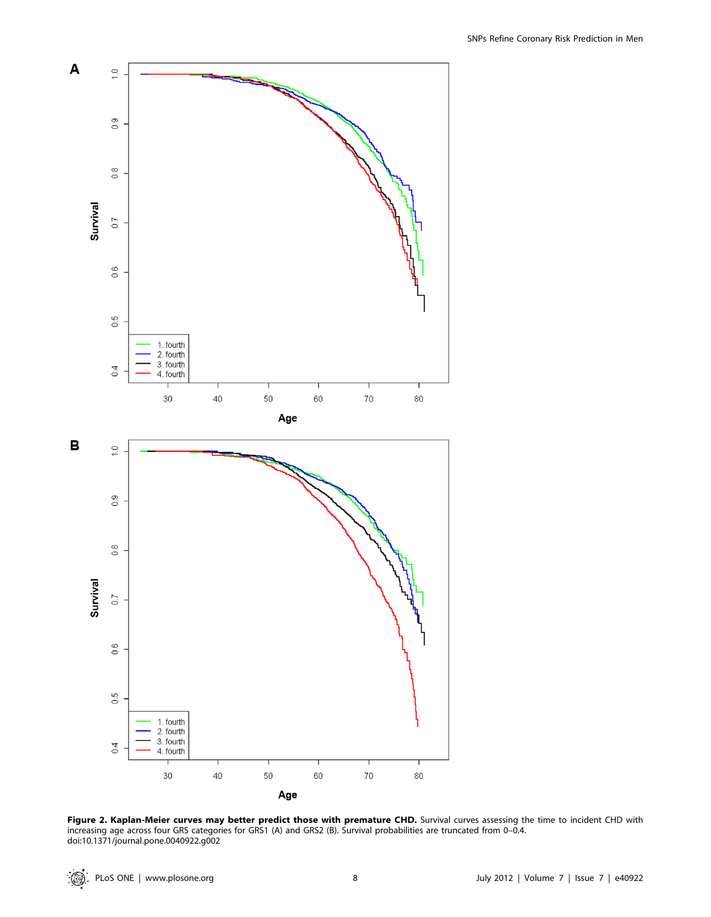**Figure 2. Kaplan-Meier curves may better predict those with premature CHD.** Survival curves assessing the time to incident CHD with increasing age across four GRS categories for GRS1 (A) and GRS2 (B). Survival probabilities are truncated from 0–0.4.
doi:10.1371/journal.pone.0040922.g002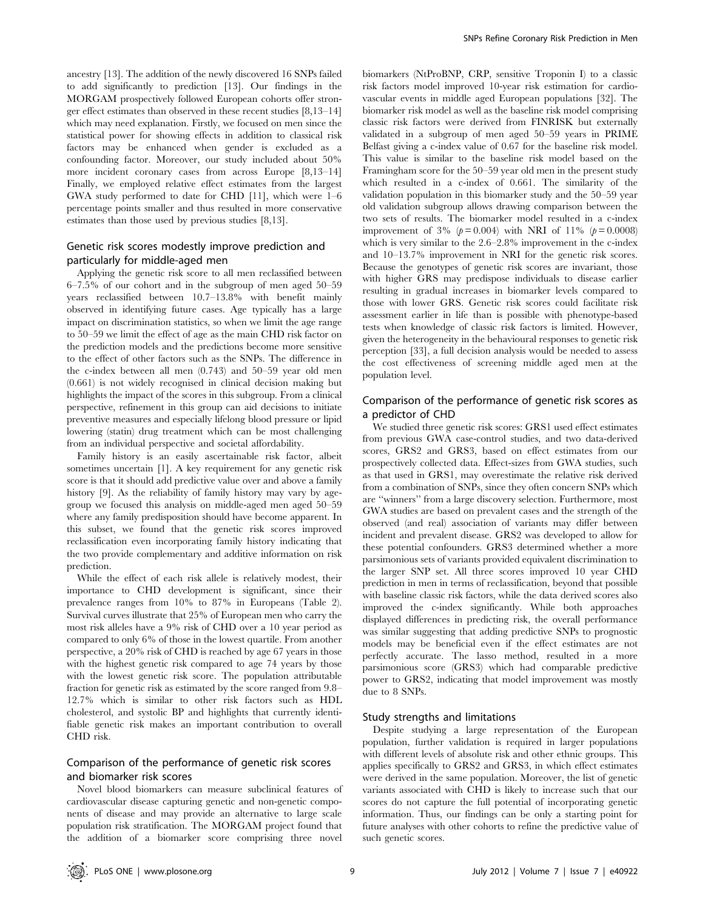ancestry [13]. The addition of the newly discovered 16 SNPs failed to add significantly to prediction [13]. Our findings in the MORGAM prospectively followed European cohorts offer stronger effect estimates than observed in these recent studies [8,13–14] which may need explanation. Firstly, we focused on men since the statistical power for showing effects in addition to classical risk factors may be enhanced when gender is excluded as a confounding factor. Moreover, our study included about 50% more incident coronary cases from across Europe [8,13–14] Finally, we employed relative effect estimates from the largest GWA study performed to date for CHD [11], which were 1–6 percentage points smaller and thus resulted in more conservative estimates than those used by previous studies [8,13].

## Genetic risk scores modestly improve prediction and particularly for middle-aged men

Applying the genetic risk score to all men reclassified between 6–7.5% of our cohort and in the subgroup of men aged 50–59 years reclassified between 10.7–13.8% with benefit mainly observed in identifying future cases. Age typically has a large impact on discrimination statistics, so when we limit the age range to 50–59 we limit the effect of age as the main CHD risk factor on the prediction models and the predictions become more sensitive to the effect of other factors such as the SNPs. The difference in the c-index between all men (0.743) and 50–59 year old men (0.661) is not widely recognised in clinical decision making but highlights the impact of the scores in this subgroup. From a clinical perspective, refinement in this group can aid decisions to initiate preventive measures and especially lifelong blood pressure or lipid lowering (statin) drug treatment which can be most challenging from an individual perspective and societal affordability.

Family history is an easily ascertainable risk factor, albeit sometimes uncertain [1]. A key requirement for any genetic risk score is that it should add predictive value over and above a family history [9]. As the reliability of family history may vary by age-group we focused this analysis on middle-aged men aged 50–59 where any family predisposition should have become apparent. In this subset, we found that the genetic risk scores improved reclassification even incorporating family history indicating that the two provide complementary and additive information on risk prediction.

While the effect of each risk allele is relatively modest, their importance to CHD development is significant, since their prevalence ranges from 10% to 87% in Europeans (Table 2). Survival curves illustrate that 25% of European men who carry the most risk alleles have a 9% risk of CHD over a 10 year period as compared to only 6% of those in the lowest quartile. From another perspective, a 20% risk of CHD is reached by age 67 years in those with the highest genetic risk compared to age 74 years by those with the lowest genetic risk score. The population attributable fraction for genetic risk as estimated by the score ranged from 9.8–12.7% which is similar to other risk factors such as HDL cholesterol, and systolic BP and highlights that currently identifiable genetic risk makes an important contribution to overall CHD risk.

## Comparison of the performance of genetic risk scores and biomarker risk scores

Novel blood biomarkers can measure subclinical features of cardiovascular disease capturing genetic and non-genetic components of disease and may provide an alternative to large scale population risk stratification. The MORGAM project found that the addition of a biomarker score comprising three novel biomarkers (NtProBNP, CRP, sensitive Troponin I) to a classic risk factors model improved 10-year risk estimation for cardiovascular events in middle aged European populations [32]. The biomarker risk model as well as the baseline risk model comprising classic risk factors were derived from FINRISK but externally validated in a subgroup of men aged 50–59 years in PRIME Belfast giving a c-index value of 0.67 for the baseline risk model. This value is similar to the baseline risk model based on the Framingham score for the 50–59 year old men in the present study which resulted in a c-index of 0.661. The similarity of the validation population in this biomarker study and the 50–59 year old validation subgroup allows drawing comparison between the two sets of results. The biomarker model resulted in a c-index improvement of 3% ($p = 0.004$) with NRI of 11% ($p = 0.0008$) which is very similar to the 2.6–2.8% improvement in the c-index and 10–13.7% improvement in NRI for the genetic risk scores. Because the genotypes of genetic risk scores are invariant, those with higher GRS may predispose individuals to disease earlier resulting in gradual increases in biomarker levels compared to those with lower GRS. Genetic risk scores could facilitate risk assessment earlier in life than is possible with phenotype-based tests when knowledge of classic risk factors is limited. However, given the heterogeneity in the behavioural responses to genetic risk perception [33], a full decision analysis would be needed to assess the cost effectiveness of screening middle aged men at the population level.

## Comparison of the performance of genetic risk scores as a predictor of CHD

We studied three genetic risk scores: GRS1 used effect estimates from previous GWA case-control studies, and two data-derived scores, GRS2 and GRS3, based on effect estimates from our prospectively collected data. Effect-sizes from GWA studies, such as that used in GRS1, may overestimate the relative risk derived from a combination of SNPs, since they often concern SNPs which are "winners" from a large discovery selection. Furthermore, most GWA studies are based on prevalent cases and the strength of the observed (and real) association of variants may differ between incident and prevalent disease. GRS2 was developed to allow for these potential confounders. GRS3 determined whether a more parsimonious sets of variants provided equivalent discrimination to the larger SNP set. All three scores improved 10 year CHD prediction in men in terms of reclassification, beyond that possible with baseline classic risk factors, while the data derived scores also improved the c-index significantly. While both approaches displayed differences in predicting risk, the overall performance was similar suggesting that adding predictive SNPs to prognostic models may be beneficial even if the effect estimates are not perfectly accurate. The lasso method, resulted in a more parsimonious score (GRS3) which had comparable predictive power to GRS2, indicating that model improvement was mostly due to 8 SNPs.

## Study strengths and limitations

Despite studying a large representation of the European population, further validation is required in larger populations with different levels of absolute risk and other ethnic groups. This applies specifically to GRS2 and GRS3, in which effect estimates were derived in the same population. Moreover, the list of genetic variants associated with CHD is likely to increase such that our scores do not capture the full potential of incorporating genetic information. Thus, our findings can be only a starting point for future analyses with other cohorts to refine the predictive value of such genetic scores.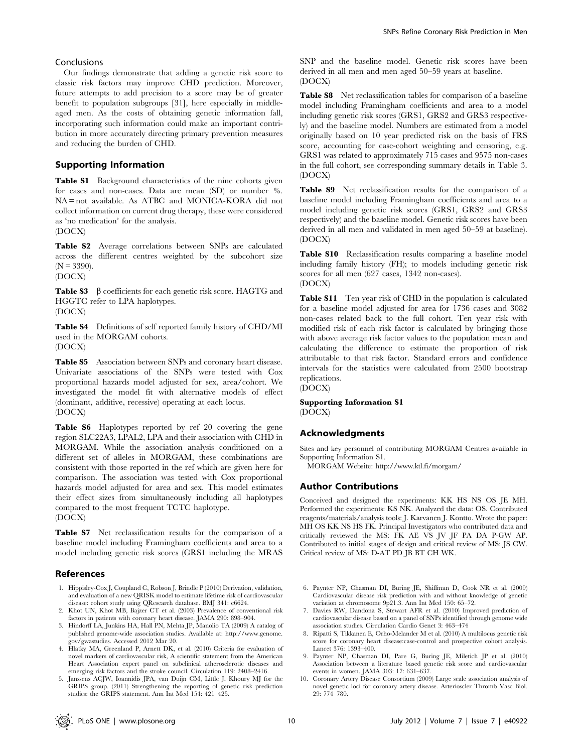## Conclusions

Our findings demonstrate that adding a genetic risk score to classic risk factors may improve CHD prediction. Moreover, future attempts to add precision to a score may be of greater benefit to population subgroups [31], here especially in middle-aged men. As the costs of obtaining genetic information fall, incorporating such information could make an important contribution in more accurately directing primary prevention measures and reducing the burden of CHD.

## Supporting Information

**Table S1** Background characteristics of the nine cohorts given for cases and non-cases. Data are mean (SD) or number %. NA = not available. As ATBC and MONICA-KORA did not collect information on current drug therapy, these were considered as 'no medication' for the analysis.
(DOCX)

**Table S2** Average correlations between SNPs are calculated across the different centres weighted by the subcohort size (N = 3390).
(DOCX)

**Table S3** β coefficients for each genetic risk score. HAGTG and HGGTC refer to LPA haplotypes.
(DOCX)

**Table S4** Definitions of self reported family history of CHD/MI used in the MORGAM cohorts.
(DOCX)

**Table S5** Association between SNPs and coronary heart disease. Univariate associations of the SNPs were tested with Cox proportional hazards model adjusted for sex, area/cohort. We investigated the model fit with alternative models of effect (dominant, additive, recessive) operating at each locus.
(DOCX)

**Table S6** Haplotypes reported by ref 20 covering the gene region SLC22A3, LPAL2, LPA and their association with CHD in MORGAM. While the association analysis conditioned on a different set of alleles in MORGAM, these combinations are consistent with those reported in the ref which are given here for comparison. The association was tested with Cox proportional hazards model adjusted for area and sex. This model estimates their effect sizes from simultaneously including all haplotypes compared to the most frequent TCTC haplotype.
(DOCX)

**Table S7** Net reclassification results for the comparison of a baseline model including Framingham coefficients and area to a model including genetic risk scores (GRS1 including the MRAS SNP and the baseline model. Genetic risk scores have been derived in all men and men aged 50–59 years at baseline.
(DOCX)

**Table S8** Net reclassification tables for comparison of a baseline model including Framingham coefficients and area to a model including genetic risk scores (GRS1, GRS2 and GRS3 respectively) and the baseline model. Numbers are estimated from a model originally based on 10 year predicted risk on the basis of FRS score, accounting for case-cohort weighting and censoring, e.g. GRS1 was related to approximately 715 cases and 9575 non-cases in the full cohort, see corresponding summary details in Table 3.
(DOCX)

**Table S9** Net reclassification results for the comparison of a baseline model including Framingham coefficients and area to a model including genetic risk scores (GRS1, GRS2 and GRS3 respectively) and the baseline model. Genetic risk scores have been derived in all men and validated in men aged 50–59 at baseline).
(DOCX)

**Table S10** Reclassification results comparing a baseline model including family history (FH); to models including genetic risk scores for all men (627 cases, 1342 non-cases).
(DOCX)

**Table S11** Ten year risk of CHD in the population is calculated for a baseline model adjusted for area for 1736 cases and 3082 non-cases related back to the full cohort. Ten year risk with modified risk of each risk factor is calculated by bringing those with above average risk factor values to the population mean and calculating the difference to estimate the proportion of risk attributable to that risk factor. Standard errors and confidence intervals for the statistics were calculated from 2500 bootstrap replications.
(DOCX)

**Supporting Information S1**
(DOCX)

## Acknowledgments

Sites and key personnel of contributing MORGAM Centres available in Supporting Information S1.

MORGAM Website: http://www.ktl.fi/morgam/

## Author Contributions

Conceived and designed the experiments: KK HS NS OS JE MH. Performed the experiments: KS NK. Analyzed the data: OS. Contributed reagents/materials/analysis tools: J. Karvanen J. Kontto. Wrote the paper: MH OS KK NS HS FK. Principal Investigators who contributed data and critically reviewed the MS: FK AE VS JV JF PA DA P-GW AP. Contributed to initial stages of design and critical review of MS: JS CW. Critical review of MS: D-AT PD JB BT CH WK.

## References

1. Hippisley-Cox J, Coupland C, Robson J, Brindle P (2010) Derivation, validation, and evaluation of a new QRISK model to estimate lifetime risk of cardiovascular disease: cohort study using QResearch database. BMJ 341: c6624.
2. Khot UN, Khot MB, Bajzer CT et al. (2003) Prevalence of conventional risk factors in patients with coronary heart disease. JAMA 290: 898–904.
3. Hindorff LA, Junkins HA, Hall PN, Mehta JP, Manolio TA (2009) A catalog of published genome-wide association studies. Available at: http://www.genome.gov/gwastudies. Accessed 2012 Mar 20.
4. Hlatky MA, Greenland P, Arnett DK, et al. (2010) Criteria for evaluation of novel markers of cardiovascular risk, A scientific statement from the American Heart Association expert panel on subclinical atherosclerotic diseases and emerging risk factors and the stroke council. Circulation 119: 2408–2416.
5. Janssens ACJW, Ioannidis JPA, van Duijn CM, Little J, Khoury MJ for the GRIPS group. (2011) Strengthening the reporting of genetic risk prediction studies: the GRIPS statement. Ann Int Med 154: 421–425.
6. Paynter NP, Chasman DI, Buring JE, Shiffman D, Cook NR et al. (2009) Cardiovascular disease risk prediction with and without knowledge of genetic variation at chromosome 9p21.3. Ann Int Med 150: 65–72.
7. Davies RW, Dandona S, Stewart AFR et al. (2010) Improved prediction of cardiovascular disease based on a panel of SNPs identified through genome wide association studies. Circulation Cardio Genet 3: 463–474
8. Ripatti S, Tikkanen E, Orho-Melander M et al. (2010) A multilocus genetic risk score for coronary heart disease:case-control and prospective cohort analysis. Lancet 376: 1393–400.
9. Paynter NP, Chasman DI, Pare G, Buring JE, Miletich JP et al. (2010) Association between a literature based genetic risk score and cardiovascular events in women. JAMA 303: 17: 631–637.
10. Coronary Artery Disease Consortium (2009) Large scale association analysis of novel genetic loci for coronary artery disease. Arterioscler Thromb Vasc Biol. 29: 774–780.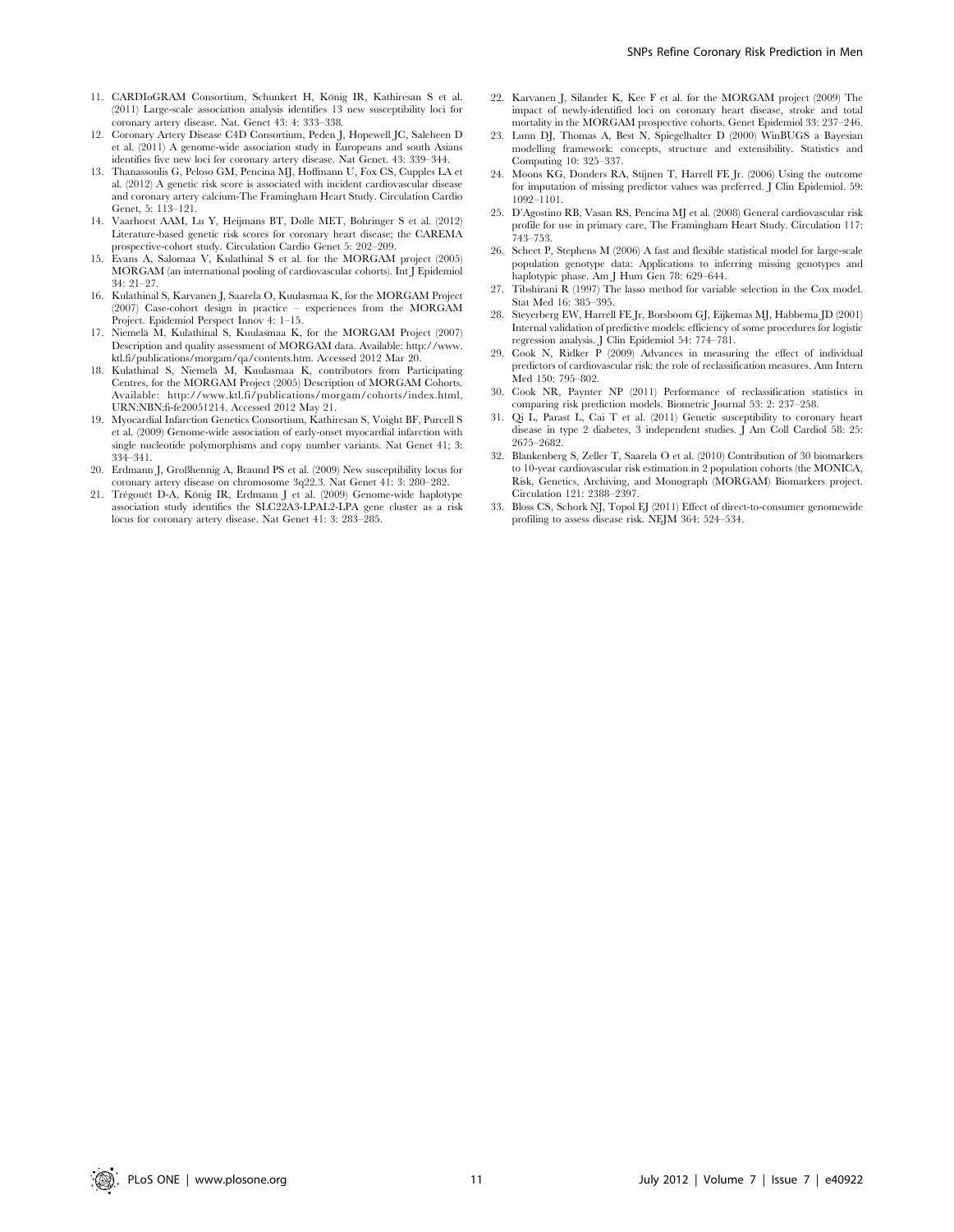11. CARDIoGRAM Consortium, Schunkert H, König IR, Kathiresan S et al. (2011) Large-scale association analysis identifies 13 new susceptibility loci for coronary artery disease. Nat. Genet 43: 4: 333–338.
12. Coronary Artery Disease C4D Consortium, Peden J, Hopewell JC, Saleheen D et al. (2011) A genome-wide association study in Europeans and south Asians identifies five new loci for coronary artery disease. Nat Genet. 43: 339–344.
13. Thanassoulis G, Peloso GM, Pencina MJ, Hoffmann U, Fox CS, Cupples LA et al. (2012) A genetic risk score is associated with incident cardiovascular disease and coronary artery calcium-The Framingham Heart Study. Circulation Cardio Genet, 5: 113–121.
14. Vaarhorst AAM, Lu Y, Heijmans BT, Dolle MET, Bohringer S et al. (2012) Literature-based genetic risk scores for coronary heart disease; the CAREMA prospective-cohort study. Circulation Cardio Genet 5: 202–209.
15. Evans A, Salomaa V, Kulathinal S et al. for the MORGAM project (2005) MORGAM (an international pooling of cardiovascular cohorts). Int J Epidemiol 34: 21–27.
16. Kulathinal S, Karvanen J, Saarela O, Kuulasmaa K, for the MORGAM Project (2007) Case-cohort design in practice – experiences from the MORGAM Project. Epidemiol Perspect Innov 4: 1–15.
17. Niemelä M, Kulathinal S, Kuulasmaa K, for the MORGAM Project (2007) Description and quality assessment of MORGAM data. Available: http://www.ktl.fi/publications/morgam/qa/contents.htm. Accessed 2012 Mar 20.
18. Kulathinal S, Niemelä M, Kuulasmaa K, contributors from Participating Centres, for the MORGAM Project (2005) Description of MORGAM Cohorts. Available: http://www.ktl.fi/publications/morgam/cohorts/index.html, URN:NBN:fi-fe20051214. Accessed 2012 May 21.
19. Myocardial Infarction Genetics Consortium, Kathiresan S, Voight BF, Purcell S et al. (2009) Genome-wide association of early-onset myocardial infarction with single nucleotide polymorphisms and copy number variants. Nat Genet 41; 3: 334–341.
20. Erdmann J, Großhennig A, Braund PS et al. (2009) New susceptibility locus for coronary artery disease on chromosome 3q22.3. Nat Genet 41: 3: 280–282.
21. Trégouët D-A, König IR, Erdmann J et al. (2009) Genome-wide haplotype association study identifies the SLC22A3-LPAL2-LPA gene cluster as a risk locus for coronary artery disease. Nat Genet 41: 3: 283–285.
22. Karvanen J, Silander K, Kee F et al. for the MORGAM project (2009) The impact of newly-identified loci on coronary heart disease, stroke and total mortality in the MORGAM prospective cohorts. Genet Epidemiol 33: 237–246.
23. Lunn DJ, Thomas A, Best N, Spiegelhalter D (2000) WinBUGS a Bayesian modelling framework: concepts, structure and extensibility. Statistics and Computing 10: 325–337.
24. Moons KG, Donders RA, Stijnen T, Harrell FE Jr. (2006) Using the outcome for imputation of missing predictor values was preferred. J Clin Epidemiol. 59: 1092–1101.
25. D'Agostino RB, Vasan RS, Pencina MJ et al. (2008) General cardiovascular risk profile for use in primary care, The Framingham Heart Study. Circulation 117: 743–753.
26. Scheet P, Stephens M (2006) A fast and flexible statistical model for large-scale population genotype data: Applications to inferring missing genotypes and haplotypic phase. Am J Hum Gen 78: 629–644.
27. Tibshirani R (1997) The lasso method for variable selection in the Cox model. Stat Med 16: 385–395.
28. Steyerberg EW, Harrell FE Jr, Borsboom GJ, Eijkemas MJ, Habbema JD (2001) Internal validation of predictive models: efficiency of some procedures for logistic regression analysis. J Clin Epidemiol 54: 774–781.
29. Cook N, Ridker P (2009) Advances in measuring the effect of individual predictors of cardiovascular risk: the role of reclassification measures. Ann Intern Med 150: 795–802.
30. Cook NR, Paynter NP (2011) Performance of reclassification statistics in comparing risk prediction models. Biometric Journal 53: 2: 237–258.
31. Qi L, Parast L, Cai T et al. (2011) Genetic susceptibility to coronary heart disease in type 2 diabetes, 3 independent studies. J Am Coll Cardiol 58: 25: 2675–2682.
32. Blankenberg S, Zeller T, Saarela O et al. (2010) Contribution of 30 biomarkers to 10-year cardiovascular risk estimation in 2 population cohorts (the MONICA, Risk, Genetics, Archiving, and Monograph (MORGAM) Biomarkers project. Circulation 121: 2388–2397.
33. Bloss CS, Schork NJ, Topol EJ (2011) Effect of direct-to-consumer genomewide profiling to assess disease risk. NEJM 364: 524–534.